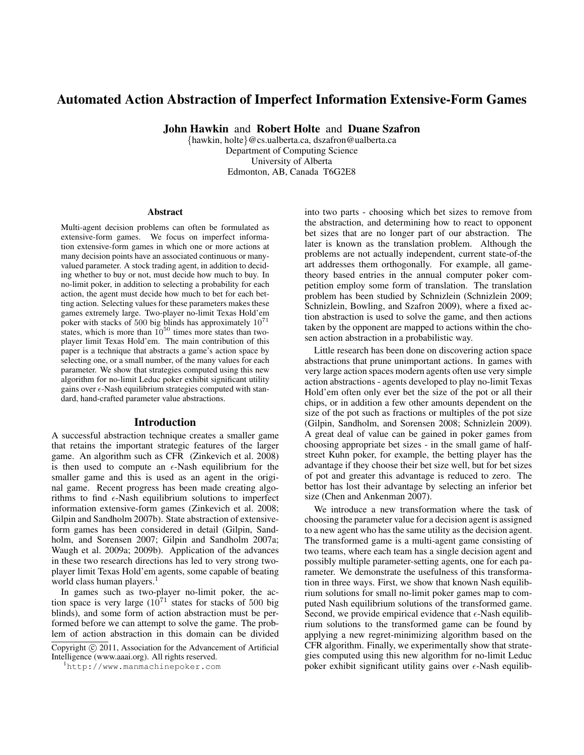# Automated Action Abstraction of Imperfect Information Extensive-Form Games

**John Hawkin** and **Robert Holte** and **Duane Szafron**

{hawkin, holte}@cs.ualberta.ca, dszafron@ualberta.ca
Department of Computing Science
University of Alberta
Edmonton, AB, Canada T6G2E8

## Abstract

Multi-agent decision problems can often be formulated as extensive-form games. We focus on imperfect information extensive-form games in which one or more actions at many decision points have an associated continuous or many-valued parameter. A stock trading agent, in addition to deciding whether to buy or not, must decide how much to buy. In no-limit poker, in addition to selecting a probability for each action, the agent must decide how much to bet for each betting action. Selecting values for these parameters makes these games extremely large. Two-player no-limit Texas Hold'em poker with stacks of 500 big blinds has approximately $10^{71}$ states, which is more than $10^{50}$ times more states than two-player limit Texas Hold'em. The main contribution of this paper is a technique that abstracts a game's action space by selecting one, or a small number, of the many values for each parameter. We show that strategies computed using this new algorithm for no-limit Leduc poker exhibit significant utility gains over $\epsilon$-Nash equilibrium strategies computed with standard, hand-crafted parameter value abstractions.

## Introduction

A successful abstraction technique creates a smaller game that retains the important strategic features of the larger game. An algorithm such as CFR (Zinkevich et al. 2008) is then used to compute an $\epsilon$-Nash equilibrium for the smaller game and this is used as an agent in the original game. Recent progress has been made creating algorithms to find $\epsilon$-Nash equilibrium solutions to imperfect information extensive-form games (Zinkevich et al. 2008; Gilpin and Sandholm 2007b). State abstraction of extensive-form games has been considered in detail (Gilpin, Sandholm, and Sorensen 2007; Gilpin and Sandholm 2007a; Waugh et al. 2009a; 2009b). Application of the advances in these two research directions has led to very strong two-player limit Texas Hold'em agents, some capable of beating world class human players.[1]

In games such as two-player no-limit poker, the action space is very large ($10^{71}$ states for stacks of 500 big blinds), and some form of action abstraction must be performed before we can attempt to solve the game. The problem of action abstraction in this domain can be divided into two parts - choosing which bet sizes to remove from the abstraction, and determining how to react to opponent bet sizes that are no longer part of our abstraction. The later is known as the translation problem. Although the problems are not actually independent, current state-of-the art addresses them orthogonally. For example, all game-theory based entries in the annual computer poker competition employ some form of translation. The translation problem has been studied by Schnizlein (Schnizlein 2009; Schnizlein, Bowling, and Szafron 2009), where a fixed action abstraction is used to solve the game, and then actions taken by the opponent are mapped to actions within the chosen action abstraction in a probabilistic way.

Little research has been done on discovering action space abstractions that prune unimportant actions. In games with very large action spaces modern agents often use very simple action abstractions - agents developed to play no-limit Texas Hold'em often only ever bet the size of the pot or all their chips, or in addition a few other amounts dependent on the size of the pot such as fractions or multiples of the pot size (Gilpin, Sandholm, and Sorensen 2008; Schnizlein 2009). A great deal of value can be gained in poker games from choosing appropriate bet sizes - in the small game of half-street Kuhn poker, for example, the betting player has the advantage if they choose their bet size well, but for bet sizes of pot and greater this advantage is reduced to zero. The bettor has lost their advantage by selecting an inferior bet size (Chen and Ankenman 2007).

We introduce a new transformation where the task of choosing the parameter value for a decision agent is assigned to a new agent who has the same utility as the decision agent. The transformed game is a multi-agent game consisting of two teams, where each team has a single decision agent and possibly multiple parameter-setting agents, one for each parameter. We demonstrate the usefulness of this transformation in three ways. First, we show that known Nash equilibrium solutions for small no-limit poker games map to computed Nash equilibrium solutions of the transformed game. Second, we provide empirical evidence that $\epsilon$-Nash equilibrium solutions to the transformed game can be found by applying a new regret-minimizing algorithm based on the CFR algorithm. Finally, we experimentally show that strategies computed using this new algorithm for no-limit Leduc poker exhibit significant utility gains over $\epsilon$-Nash equilib-

Copyright © 2011, Association for the Advancement of Artificial Intelligence (www.aaai.org). All rights reserved.

[1] http://www.manmachinepoker.com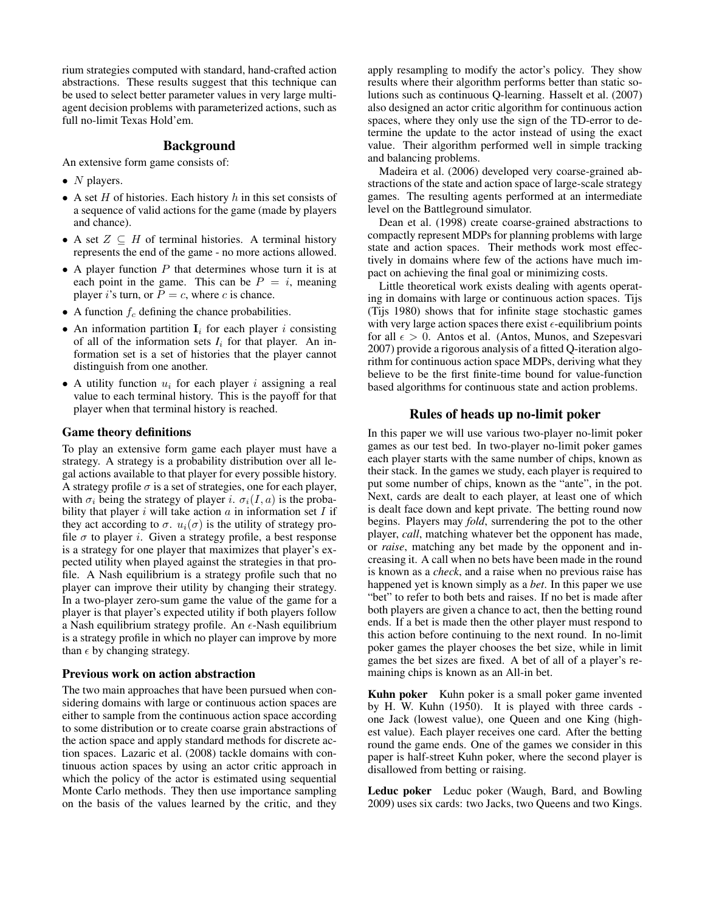rium strategies computed with standard, hand-crafted action abstractions. These results suggest that this technique can be used to select better parameter values in very large multi-agent decision problems with parameterized actions, such as full no-limit Texas Hold'em.

## Background

An extensive form game consists of:

- $N$ players.
- A set $H$ of histories. Each history $h$ in this set consists of a sequence of valid actions for the game (made by players and chance).
- A set $Z \subseteq H$ of terminal histories. A terminal history represents the end of the game - no more actions allowed.
- A player function $P$ that determines whose turn it is at each point in the game. This can be $P = i$, meaning player $i$'s turn, or $P = c$, where $c$ is chance.
- A function $f_c$ defining the chance probabilities.
- An information partition $\mathbf{I}_i$ for each player $i$ consisting of all of the information sets $I_i$ for that player. An information set is a set of histories that the player cannot distinguish from one another.
- A utility function $u_i$ for each player $i$ assigning a real value to each terminal history. This is the payoff for that player when that terminal history is reached.

### Game theory definitions

To play an extensive form game each player must have a strategy. A strategy is a probability distribution over all legal actions available to that player for every possible history. A strategy profile $\sigma$ is a set of strategies, one for each player, with $\sigma_i$ being the strategy of player $i$. $\sigma_i(I, a)$ is the probability that player $i$ will take action $a$ in information set $I$ if they act according to $\sigma$. $u_i(\sigma)$ is the utility of strategy profile $\sigma$ to player $i$. Given a strategy profile, a best response is a strategy for one player that maximizes that player's expected utility when played against the strategies in that profile. A Nash equilibrium is a strategy profile such that no player can improve their utility by changing their strategy. In a two-player zero-sum game the value of the game for a player is that player's expected utility if both players follow a Nash equilibrium strategy profile. An $\epsilon$-Nash equilibrium is a strategy profile in which no player can improve by more than $\epsilon$ by changing strategy.

### Previous work on action abstraction

The two main approaches that have been pursued when considering domains with large or continuous action spaces are either to sample from the continuous action space according to some distribution or to create coarse grain abstractions of the action space and apply standard methods for discrete action spaces. Lazaric et al. (2008) tackle domains with continuous action spaces by using an actor critic approach in which the policy of the actor is estimated using sequential Monte Carlo methods. They then use importance sampling on the basis of the values learned by the critic, and they apply resampling to modify the actor's policy. They show results where their algorithm performs better than static solutions such as continuous Q-learning. Hasselt et al. (2007) also designed an actor critic algorithm for continuous action spaces, where they only use the sign of the TD-error to determine the update to the actor instead of using the exact value. Their algorithm performed well in simple tracking and balancing problems.

Madeira et al. (2006) developed very coarse-grained abstractions of the state and action space of large-scale strategy games. The resulting agents performed at an intermediate level on the Battleground simulator.

Dean et al. (1998) create coarse-grained abstractions to compactly represent MDPs for planning problems with large state and action spaces. Their methods work most effectively in domains where few of the actions have much impact on achieving the final goal or minimizing costs.

Little theoretical work exists dealing with agents operating in domains with large or continuous action spaces. Tijs (Tijs 1980) shows that for infinite stage stochastic games with very large action spaces there exist $\epsilon$-equilibrium points for all $\epsilon > 0$. Antos et al. (Antos, Munos, and Szepesvari 2007) provide a rigorous analysis of a fitted Q-iteration algorithm for continuous action space MDPs, deriving what they believe to be the first finite-time bound for value-function based algorithms for continuous state and action problems.

## Rules of heads up no-limit poker

In this paper we will use various two-player no-limit poker games as our test bed. In two-player no-limit poker games each player starts with the same number of chips, known as their stack. In the games we study, each player is required to put some number of chips, known as the "ante", in the pot. Next, cards are dealt to each player, at least one of which is dealt face down and kept private. The betting round now begins. Players may *fold*, surrendering the pot to the other player, *call*, matching whatever bet the opponent has made, or *raise*, matching any bet made by the opponent and increasing it. A call when no bets have been made in the round is known as a *check*, and a raise when no previous raise has happened yet is known simply as a *bet*. In this paper we use "bet" to refer to both bets and raises. If no bet is made after both players are given a chance to act, then the betting round ends. If a bet is made then the other player must respond to this action before continuing to the next round. In no-limit poker games the player chooses the bet size, while in limit games the bet sizes are fixed. A bet of all of a player's remaining chips is known as an All-in bet.

**Kuhn poker** Kuhn poker is a small poker game invented by H. W. Kuhn (1950). It is played with three cards - one Jack (lowest value), one Queen and one King (highest value). Each player receives one card. After the betting round the game ends. One of the games we consider in this paper is half-street Kuhn poker, where the second player is disallowed from betting or raising.

**Leduc poker** Leduc poker (Waugh, Bard, and Bowling 2009) uses six cards: two Jacks, two Queens and two Kings.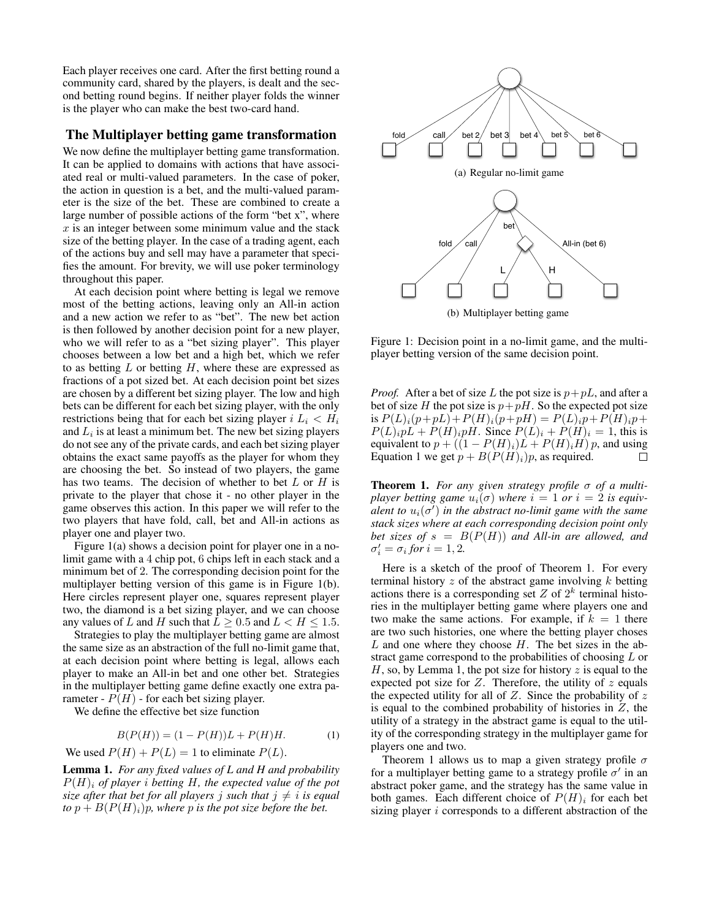Each player receives one card. After the first betting round a community card, shared by the players, is dealt and the second betting round begins. If neither player folds the winner is the player who can make the best two-card hand.

## The Multiplayer betting game transformation

We now define the multiplayer betting game transformation. It can be applied to domains with actions that have associated real or multi-valued parameters. In the case of poker, the action in question is a bet, and the multi-valued parameter is the size of the bet. These are combined to create a large number of possible actions of the form "bet x", where $x$ is an integer between some minimum value and the stack size of the betting player. In the case of a trading agent, each of the actions buy and sell may have a parameter that specifies the amount. For brevity, we will use poker terminology throughout this paper.

At each decision point where betting is legal we remove most of the betting actions, leaving only an All-in action and a new action we refer to as "bet". The new bet action is then followed by another decision point for a new player, who we will refer to as a "bet sizing player". This player chooses between a low bet and a high bet, which we refer to as betting $L$ or betting $H$, where these are expressed as fractions of a pot sized bet. At each decision point bet sizes are chosen by a different bet sizing player. The low and high bets can be different for each bet sizing player, with the only restrictions being that for each bet sizing player $i$ $L_i < H_i$ and $L_i$ is at least a minimum bet. The new bet sizing players do not see any of the private cards, and each bet sizing player obtains the exact same payoffs as the player for whom they are choosing the bet. So instead of two players, the game has two teams. The decision of whether to bet $L$ or $H$ is private to the player that chose it - no other player in the game observes this action. In this paper we will refer to the two players that have fold, call, bet and All-in actions as player one and player two.

Figure 1(a) shows a decision point for player one in a no-limit game with a 4 chip pot, 6 chips left in each stack and a minimum bet of 2. The corresponding decision point for the multiplayer betting version of this game is in Figure 1(b). Here circles represent player one, squares represent player two, the diamond is a bet sizing player, and we can choose any values of $L$ and $H$ such that $L \geq 0.5$ and $L < H \leq 1.5$.

Strategies to play the multiplayer betting game are almost the same size as an abstraction of the full no-limit game that, at each decision point where betting is legal, allows each player to make an All-in bet and one other bet. Strategies in the multiplayer betting game define exactly one extra parameter - $P(H)$ - for each bet sizing player.

We define the effective bet size function

$$B(P(H)) = (1 - P(H))L + P(H)H. \tag{1}$$

We used $P(H) + P(L) = 1$ to eliminate $P(L)$.

**Lemma 1.** *For any fixed values of L and H and probability $P(H)_i$ of player $i$ betting $H$, the expected value of the pot size after that bet for all players $j$ such that $j \neq i$ is equal to $p + B(P(H)_i)p$, where $p$ is the pot size before the bet.*

(a) Regular no-limit game

(b) Multiplayer betting game

Figure 1: Decision point in a no-limit game, and the multiplayer betting version of the same decision point.

*Proof.* After a bet of size $L$ the pot size is $p+pL$, and after a bet of size $H$ the pot size is $p+pH$. So the expected pot size is $P(L)_i(p+pL)+P(H)_i(p+pH) = P(L)_ip+P(H)_ip+P(L)_ipL + P(H)_ipH$. Since $P(L)_i + P(H)_i = 1$, this is equivalent to $p + ((1 - P(H)_i)L + P(H)_iH)\, p$, and using Equation 1 we get $p + B(P(H)_i)p$, as required. □

**Theorem 1.** *For any given strategy profile $\sigma$ of a multiplayer betting game $u_i(\sigma)$ where $i = 1$ or $i = 2$ is equivalent to $u_i(\sigma')$ in the abstract no-limit game with the same stack sizes where at each corresponding decision point only bet sizes of $s = B(P(H))$ and All-in are allowed, and $\sigma'_i = \sigma_i$ for $i = 1, 2$.*

Here is a sketch of the proof of Theorem 1. For every terminal history $z$ of the abstract game involving $k$ betting actions there is a corresponding set $Z$ of $2^k$ terminal histories in the multiplayer betting game where players one and two make the same actions. For example, if $k = 1$ there are two such histories, one where the betting player choses $L$ and one where they choose $H$. The bet sizes in the abstract game correspond to the probabilities of choosing $L$ or $H$, so, by Lemma 1, the pot size for history $z$ is equal to the expected pot size for $Z$. Therefore, the utility of $z$ equals the expected utility for all of $Z$. Since the probability of $z$ is equal to the combined probability of histories in $Z$, the utility of a strategy in the abstract game is equal to the utility of the corresponding strategy in the multiplayer game for players one and two.

Theorem 1 allows us to map a given strategy profile $\sigma$ for a multiplayer betting game to a strategy profile $\sigma'$ in an abstract poker game, and the strategy has the same value in both games. Each different choice of $P(H)_i$ for each bet sizing player $i$ corresponds to a different abstraction of the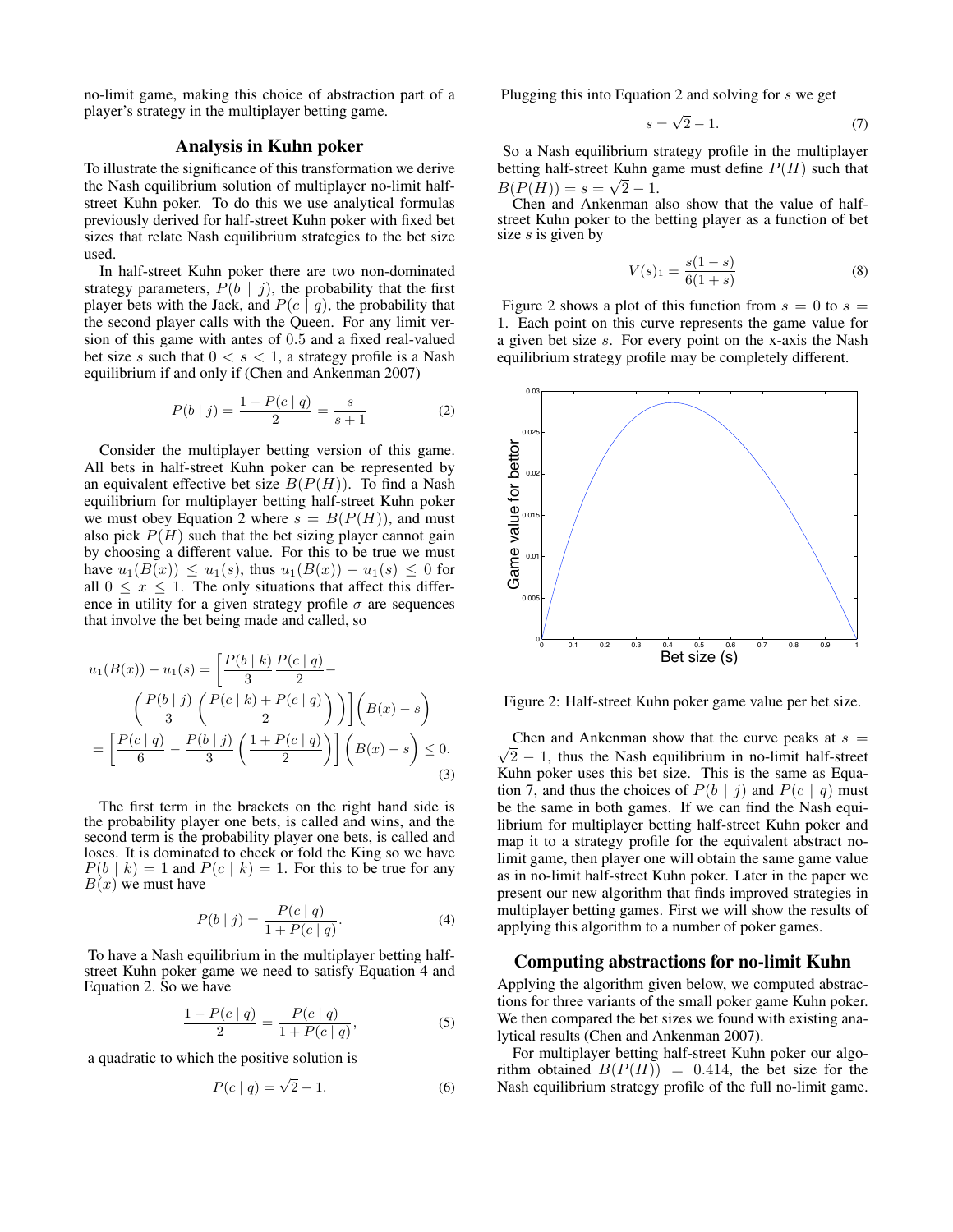no-limit game, making this choice of abstraction part of a player's strategy in the multiplayer betting game.

## Analysis in Kuhn poker

To illustrate the significance of this transformation we derive the Nash equilibrium solution of multiplayer no-limit half-street Kuhn poker. To do this we use analytical formulas previously derived for half-street Kuhn poker with fixed bet sizes that relate Nash equilibrium strategies to the bet size used.

In half-street Kuhn poker there are two non-dominated strategy parameters, $P(b \mid j)$, the probability that the first player bets with the Jack, and $P(c \mid q)$, the probability that the second player calls with the Queen. For any limit version of this game with antes of 0.5 and a fixed real-valued bet size $s$ such that $0 < s < 1$, a strategy profile is a Nash equilibrium if and only if (Chen and Ankenman 2007)

$$P(b \mid j) = \frac{1 - P(c \mid q)}{2} = \frac{s}{s+1} \tag{2}$$

Consider the multiplayer betting version of this game. All bets in half-street Kuhn poker can be represented by an equivalent effective bet size $B(P(H))$. To find a Nash equilibrium for multiplayer betting half-street Kuhn poker we must obey Equation 2 where $s = B(P(H))$, and must also pick $P(H)$ such that the bet sizing player cannot gain by choosing a different value. For this to be true we must have $u_1(B(x)) \leq u_1(s)$, thus $u_1(B(x)) - u_1(s) \leq 0$ for all $0 \leq x \leq 1$. The only situations that affect this difference in utility for a given strategy profile $\sigma$ are sequences that involve the bet being made and called, so

$$\begin{aligned} u_1(B(x)) - u_1(s) &= \Bigg[ \frac{P(b \mid k)}{3} \frac{P(c \mid q)}{2} - \\ &\quad \left( \frac{P(b \mid j)}{3} \left( \frac{P(c \mid k) + P(c \mid q)}{2} \right) \right) \Bigg] \Big( B(x) - s \Big) \\ &= \left[ \frac{P(c \mid q)}{6} - \frac{P(b \mid j)}{3} \left( \frac{1 + P(c \mid q)}{2} \right) \right] \Big( B(x) - s \Big) \leq 0. \end{aligned} \tag{3}$$

The first term in the brackets on the right hand side is the probability player one bets, is called and wins, and the second term is the probability player one bets, is called and loses. It is dominated to check or fold the King so we have $P(b \mid k) = 1$ and $P(c \mid k) = 1$. For this to be true for any $B(x)$ we must have

$$P(b \mid j) = \frac{P(c \mid q)}{1 + P(c \mid q)}. \tag{4}$$

To have a Nash equilibrium in the multiplayer betting half-street Kuhn poker game we need to satisfy Equation 4 and Equation 2. So we have

$$\frac{1 - P(c \mid q)}{2} = \frac{P(c \mid q)}{1 + P(c \mid q)}, \tag{5}$$

a quadratic to which the positive solution is

$$P(c \mid q) = \sqrt{2} - 1. \tag{6}$$

Plugging this into Equation 2 and solving for $s$ we get

$$s = \sqrt{2} - 1. \tag{7}$$

So a Nash equilibrium strategy profile in the multiplayer betting half-street Kuhn game must define $P(H)$ such that $B(P(H)) = s = \sqrt{2} - 1$.

Chen and Ankenman also show that the value of half-street Kuhn poker to the betting player as a function of bet size $s$ is given by

$$V(s)_1 = \frac{s(1-s)}{6(1+s)} \tag{8}$$

Figure 2 shows a plot of this function from $s = 0$ to $s = 1$. Each point on this curve represents the game value for a given bet size $s$. For every point on the x-axis the Nash equilibrium strategy profile may be completely different.

Figure 2: Half-street Kuhn poker game value per bet size.

Chen and Ankenman show that the curve peaks at $s = \sqrt{2} - 1$, thus the Nash equilibrium in no-limit half-street Kuhn poker uses this bet size. This is the same as Equation 7, and thus the choices of $P(b \mid j)$ and $P(c \mid q)$ must be the same in both games. If we can find the Nash equilibrium for multiplayer betting half-street Kuhn poker and map it to a strategy profile for the equivalent abstract no-limit game, then player one will obtain the same game value as in no-limit half-street Kuhn poker. Later in the paper we present our new algorithm that finds improved strategies in multiplayer betting games. First we will show the results of applying this algorithm to a number of poker games.

## Computing abstractions for no-limit Kuhn

Applying the algorithm given below, we computed abstractions for three variants of the small poker game Kuhn poker. We then compared the bet sizes we found with existing analytical results (Chen and Ankenman 2007).

For multiplayer betting half-street Kuhn poker our algorithm obtained $B(P(H)) = 0.414$, the bet size for the Nash equilibrium strategy profile of the full no-limit game.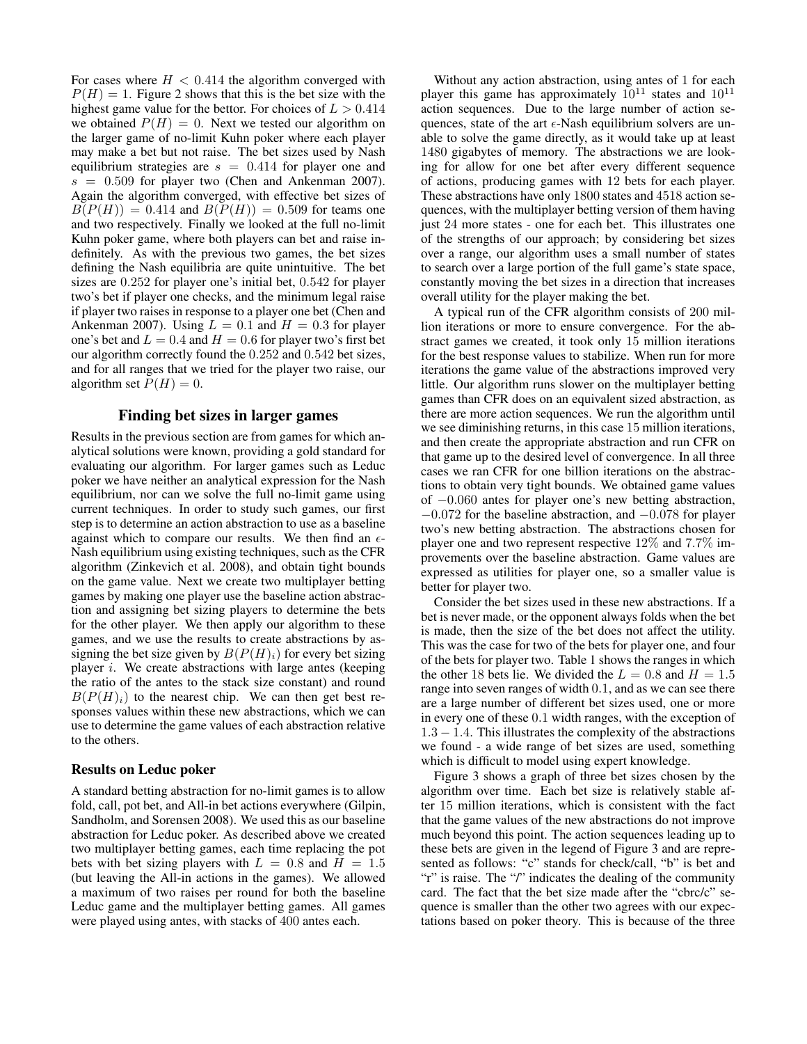For cases where $H < 0.414$ the algorithm converged with $P(H) = 1$. Figure 2 shows that this is the bet size with the highest game value for the bettor. For choices of $L > 0.414$ we obtained $P(H) = 0$. Next we tested our algorithm on the larger game of no-limit Kuhn poker where each player may make a bet but not raise. The bet sizes used by Nash equilibrium strategies are $s = 0.414$ for player one and $s = 0.509$ for player two (Chen and Ankenman 2007). Again the algorithm converged, with effective bet sizes of $B(P(H)) = 0.414$ and $B(P(H)) = 0.509$ for teams one and two respectively. Finally we looked at the full no-limit Kuhn poker game, where both players can bet and raise indefinitely. As with the previous two games, the bet sizes defining the Nash equilibria are quite unintuitive. The bet sizes are $0.252$ for player one's initial bet, $0.542$ for player two's bet if player one checks, and the minimum legal raise if player two raises in response to a player one bet (Chen and Ankenman 2007). Using $L = 0.1$ and $H = 0.3$ for player one's bet and $L = 0.4$ and $H = 0.6$ for player two's first bet our algorithm correctly found the $0.252$ and $0.542$ bet sizes, and for all ranges that we tried for the player two raise, our algorithm set $P(H) = 0$.

## Finding bet sizes in larger games

Results in the previous section are from games for which analytical solutions were known, providing a gold standard for evaluating our algorithm. For larger games such as Leduc poker we have neither an analytical expression for the Nash equilibrium, nor can we solve the full no-limit game using current techniques. In order to study such games, our first step is to determine an action abstraction to use as a baseline against which to compare our results. We then find an $\epsilon$-Nash equilibrium using existing techniques, such as the CFR algorithm (Zinkevich et al. 2008), and obtain tight bounds on the game value. Next we create two multiplayer betting games by making one player use the baseline action abstraction and assigning bet sizing players to determine the bets for the other player. We then apply our algorithm to these games, and we use the results to create abstractions by assigning the bet size given by $B(P(H)_i)$ for every bet sizing player $i$. We create abstractions with large antes (keeping the ratio of the antes to the stack size constant) and round $B(P(H)_i)$ to the nearest chip. We can then get best responses values within these new abstractions, which we can use to determine the game values of each abstraction relative to the others.

### Results on Leduc poker

A standard betting abstraction for no-limit games is to allow fold, call, pot bet, and All-in bet actions everywhere (Gilpin, Sandholm, and Sorensen 2008). We used this as our baseline abstraction for Leduc poker. As described above we created two multiplayer betting games, each time replacing the pot bets with bet sizing players with $L = 0.8$ and $H = 1.5$ (but leaving the All-in actions in the games). We allowed a maximum of two raises per round for both the baseline Leduc game and the multiplayer betting games. All games were played using antes, with stacks of $400$ antes each.

Without any action abstraction, using antes of 1 for each player this game has approximately $10^{11}$ states and $10^{11}$ action sequences. Due to the large number of action sequences, state of the art $\epsilon$-Nash equilibrium solvers are unable to solve the game directly, as it would take up at least $1480$ gigabytes of memory. The abstractions we are looking for allow for one bet after every different sequence of actions, producing games with 12 bets for each player. These abstractions have only $1800$ states and $4518$ action sequences, with the multiplayer betting version of them having just 24 more states - one for each bet. This illustrates one of the strengths of our approach; by considering bet sizes over a range, our algorithm uses a small number of states to search over a large portion of the full game's state space, constantly moving the bet sizes in a direction that increases overall utility for the player making the bet.

A typical run of the CFR algorithm consists of 200 million iterations or more to ensure convergence. For the abstract games we created, it took only $15$ million iterations for the best response values to stabilize. When run for more iterations the game value of the abstractions improved very little. Our algorithm runs slower on the multiplayer betting games than CFR does on an equivalent sized abstraction, as there are more action sequences. We run the algorithm until we see diminishing returns, in this case $15$ million iterations, and then create the appropriate abstraction and run CFR on that game up to the desired level of convergence. In all three cases we ran CFR for one billion iterations on the abstractions to obtain very tight bounds. We obtained game values of $-0.060$ antes for player one's new betting abstraction, $-0.072$ for the baseline abstraction, and $-0.078$ for player two's new betting abstraction. The abstractions chosen for player one and two represent respective $12\%$ and $7.7\%$ improvements over the baseline abstraction. Game values are expressed as utilities for player one, so a smaller value is better for player two.

Consider the bet sizes used in these new abstractions. If a bet is never made, or the opponent always folds when the bet is made, then the size of the bet does not affect the utility. This was the case for two of the bets for player one, and four of the bets for player two. Table 1 shows the ranges in which the other $18$ bets lie. We divided the $L = 0.8$ and $H = 1.5$ range into seven ranges of width $0.1$, and as we can see there are a large number of different bet sizes used, one or more in every one of these $0.1$ width ranges, with the exception of $1.3 - 1.4$. This illustrates the complexity of the abstractions we found - a wide range of bet sizes are used, something which is difficult to model using expert knowledge.

Figure 3 shows a graph of three bet sizes chosen by the algorithm over time. Each bet size is relatively stable after $15$ million iterations, which is consistent with the fact that the game values of the new abstractions do not improve much beyond this point. The action sequences leading up to these bets are given in the legend of Figure 3 and are represented as follows: "c" stands for check/call, "b" is bet and "r" is raise. The "/" indicates the dealing of the community card. The fact that the bet size made after the "cbrc/c" sequence is smaller than the other two agrees with our expectations based on poker theory. This is because of the three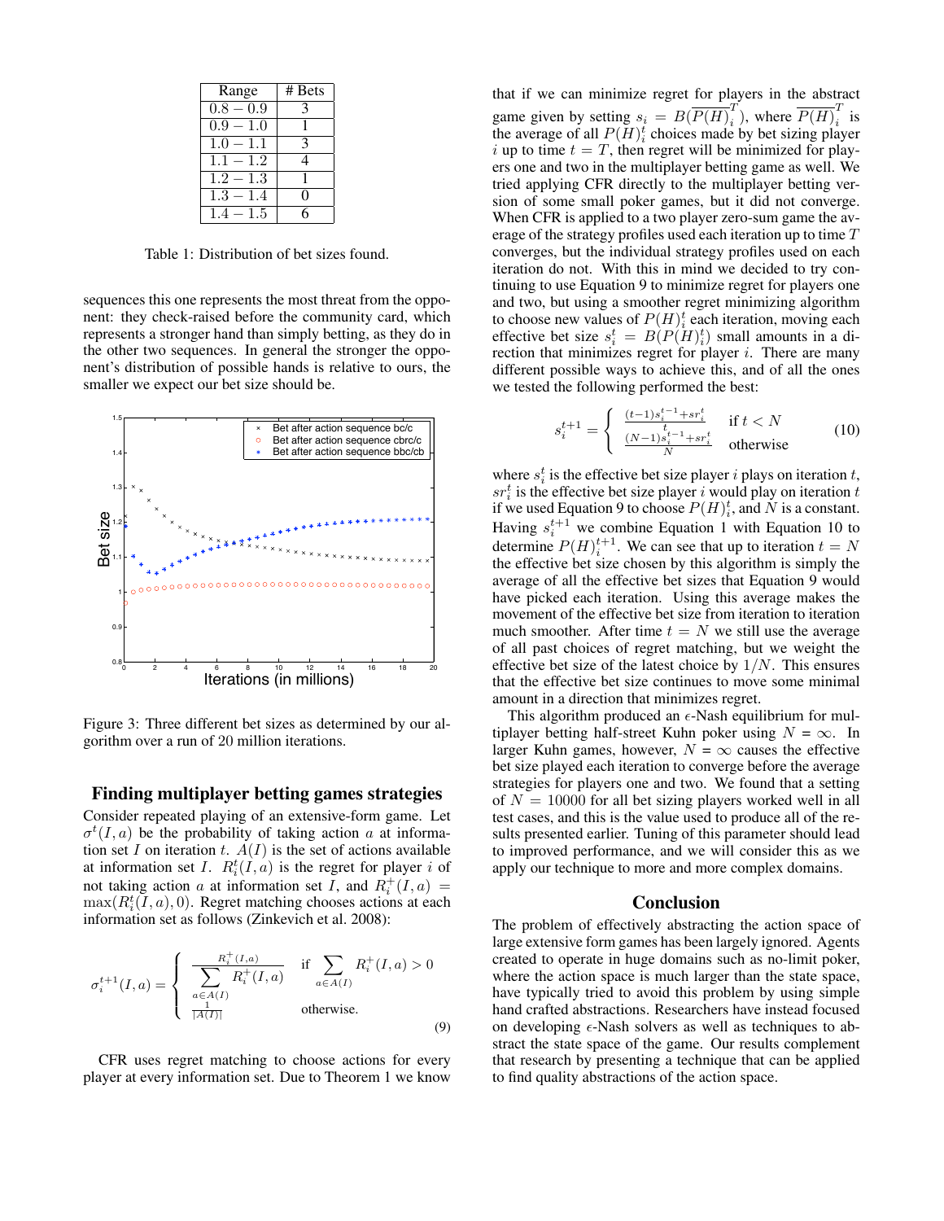| Range | # Bets |
|---|---|
| 0.8 − 0.9 | 3 |
| 0.9 − 1.0 | 1 |
| 1.0 − 1.1 | 3 |
| 1.1 − 1.2 | 4 |
| 1.2 − 1.3 | 1 |
| 1.3 − 1.4 | 0 |
| 1.4 − 1.5 | 6 |

Table 1: Distribution of bet sizes found.

sequences this one represents the most threat from the opponent: they check-raised before the community card, which represents a stronger hand than simply betting, as they do in the other two sequences. In general the stronger the opponent's distribution of possible hands is relative to ours, the smaller we expect our bet size should be.

Figure 3: Three different bet sizes as determined by our algorithm over a run of 20 million iterations.

## Finding multiplayer betting games strategies

Consider repeated playing of an extensive-form game. Let $\sigma^t(I,a)$ be the probability of taking action $a$ at information set $I$ on iteration $t$. $A(I)$ is the set of actions available at information set $I$. $R_i^t(I,a)$ is the regret for player $i$ of not taking action $a$ at information set $I$, and $R_i^+(I,a) = \max(R_i^t(I,a), 0)$. Regret matching chooses actions at each information set as follows (Zinkevich et al. 2008):

$$\sigma_i^{t+1}(I,a) = \begin{cases} \frac{R_i^+(I,a)}{\sum_{a \in A(I)} R_i^+(I,a)} & \text{if } \sum_{a \in A(I)} R_i^+(I,a) > 0 \\ \frac{1}{|A(I)|} & \text{otherwise.} \end{cases} \quad (9)$$

CFR uses regret matching to choose actions for every player at every information set. Due to Theorem 1 we know that if we can minimize regret for players in the abstract game given by setting $s_i = B(\overline{P(H)}_i^T)$, where $\overline{P(H)}_i^T$ is the average of all $P(H)_i^t$ choices made by bet sizing player $i$ up to time $t = T$, then regret will be minimized for players one and two in the multiplayer betting game as well. We tried applying CFR directly to the multiplayer betting version of some small poker games, but it did not converge. When CFR is applied to a two player zero-sum game the average of the strategy profiles used each iteration up to time $T$ converges, but the individual strategy profiles used on each iteration do not. With this in mind we decided to try continuing to use Equation 9 to minimize regret for players one and two, but using a smoother regret minimizing algorithm to choose new values of $P(H)_i^t$ each iteration, moving each effective bet size $s_i^t = B(P(H)_i^t)$ small amounts in a direction that minimizes regret for player $i$. There are many different possible ways to achieve this, and of all the ones we tested the following performed the best:

$$s_i^{t+1} = \begin{cases} \frac{(t-1)s_i^{t-1} + sr_i^t}{t} & \text{if } t < N \\ \frac{(N-1)s_i^{t-1} + sr_i^t}{N} & \text{otherwise} \end{cases} \quad (10)$$

where $s_i^t$ is the effective bet size player $i$ plays on iteration $t$, $sr_i^t$ is the effective bet size player $i$ would play on iteration $t$ if we used Equation 9 to choose $P(H)_i^t$, and $N$ is a constant. Having $s_i^{t+1}$ we combine Equation 1 with Equation 10 to determine $P(H)_i^{t+1}$. We can see that up to iteration $t = N$ the effective bet size chosen by this algorithm is simply the average of all the effective bet sizes that Equation 9 would have picked each iteration. Using this average makes the movement of the effective bet size from iteration to iteration much smoother. After time $t = N$ we still use the average of all past choices of regret matching, but we weight the effective bet size of the latest choice by $1/N$. This ensures that the effective bet size continues to move some minimal amount in a direction that minimizes regret.

This algorithm produced an $\epsilon$-Nash equilibrium for multiplayer betting half-street Kuhn poker using $N = \infty$. In larger Kuhn games, however, $N = \infty$ causes the effective bet size played each iteration to converge before the average strategies for players one and two. We found that a setting of $N = 10000$ for all bet sizing players worked well in all test cases, and this is the value used to produce all of the results presented earlier. Tuning of this parameter should lead to improved performance, and we will consider this as we apply our technique to more and more complex domains.

## Conclusion

The problem of effectively abstracting the action space of large extensive form games has been largely ignored. Agents created to operate in huge domains such as no-limit poker, where the action space is much larger than the state space, have typically tried to avoid this problem by using simple hand crafted abstractions. Researchers have instead focused on developing $\epsilon$-Nash solvers as well as techniques to abstract the state space of the game. Our results complement that research by presenting a technique that can be applied to find quality abstractions of the action space.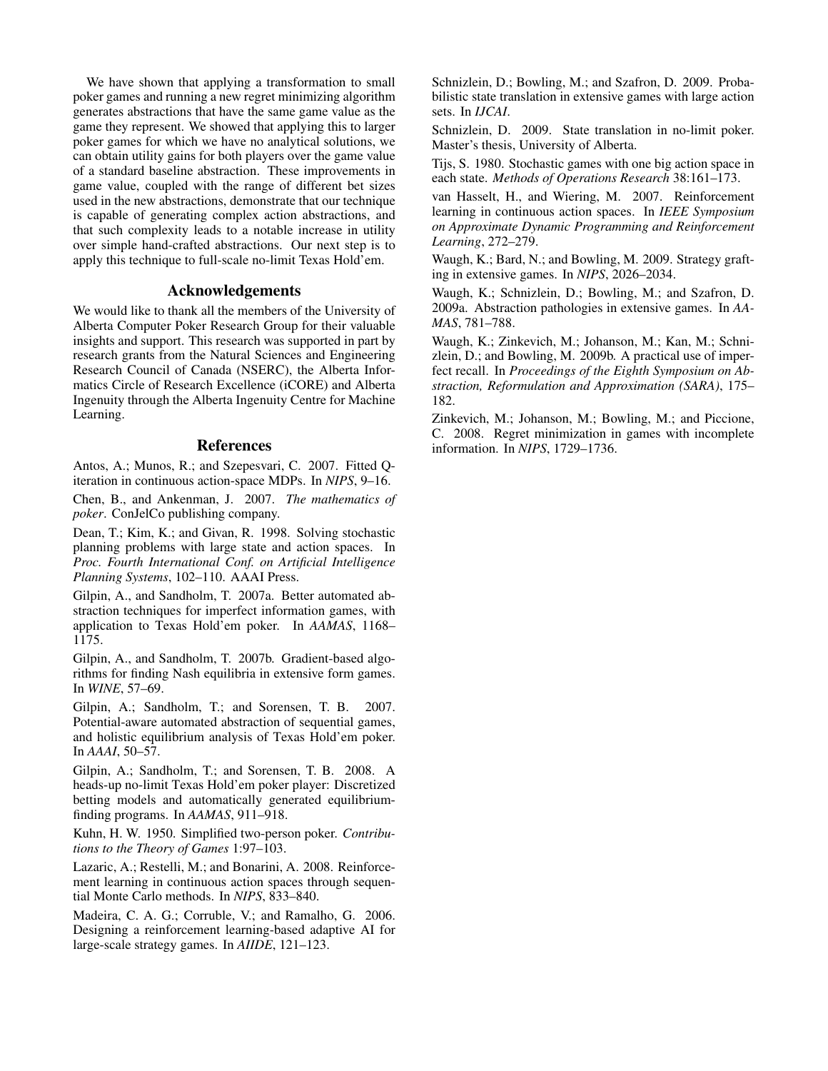We have shown that applying a transformation to small poker games and running a new regret minimizing algorithm generates abstractions that have the same game value as the game they represent. We showed that applying this to larger poker games for which we have no analytical solutions, we can obtain utility gains for both players over the game value of a standard baseline abstraction. These improvements in game value, coupled with the range of different bet sizes used in the new abstractions, demonstrate that our technique is capable of generating complex action abstractions, and that such complexity leads to a notable increase in utility over simple hand-crafted abstractions. Our next step is to apply this technique to full-scale no-limit Texas Hold'em.

## Acknowledgements

We would like to thank all the members of the University of Alberta Computer Poker Research Group for their valuable insights and support. This research was supported in part by research grants from the Natural Sciences and Engineering Research Council of Canada (NSERC), the Alberta Informatics Circle of Research Excellence (iCORE) and Alberta Ingenuity through the Alberta Ingenuity Centre for Machine Learning.

## References

Antos, A.; Munos, R.; and Szepesvari, C. 2007. Fitted Q-iteration in continuous action-space MDPs. In *NIPS*, 9–16.

Chen, B., and Ankenman, J. 2007. *The mathematics of poker*. ConJelCo publishing company.

Dean, T.; Kim, K.; and Givan, R. 1998. Solving stochastic planning problems with large state and action spaces. In *Proc. Fourth International Conf. on Artificial Intelligence Planning Systems*, 102–110. AAAI Press.

Gilpin, A., and Sandholm, T. 2007a. Better automated abstraction techniques for imperfect information games, with application to Texas Hold'em poker. In *AAMAS*, 1168–1175.

Gilpin, A., and Sandholm, T. 2007b. Gradient-based algorithms for finding Nash equilibria in extensive form games. In *WINE*, 57–69.

Gilpin, A.; Sandholm, T.; and Sorensen, T. B. 2007. Potential-aware automated abstraction of sequential games, and holistic equilibrium analysis of Texas Hold'em poker. In *AAAI*, 50–57.

Gilpin, A.; Sandholm, T.; and Sorensen, T. B. 2008. A heads-up no-limit Texas Hold'em poker player: Discretized betting models and automatically generated equilibrium-finding programs. In *AAMAS*, 911–918.

Kuhn, H. W. 1950. Simplified two-person poker. *Contributions to the Theory of Games* 1:97–103.

Lazaric, A.; Restelli, M.; and Bonarini, A. 2008. Reinforcement learning in continuous action spaces through sequential Monte Carlo methods. In *NIPS*, 833–840.

Madeira, C. A. G.; Corruble, V.; and Ramalho, G. 2006. Designing a reinforcement learning-based adaptive AI for large-scale strategy games. In *AIIDE*, 121–123.

Schnizlein, D.; Bowling, M.; and Szafron, D. 2009. Probabilistic state translation in extensive games with large action sets. In *IJCAI*.

Schnizlein, D. 2009. State translation in no-limit poker. Master's thesis, University of Alberta.

Tijs, S. 1980. Stochastic games with one big action space in each state. *Methods of Operations Research* 38:161–173.

van Hasselt, H., and Wiering, M. 2007. Reinforcement learning in continuous action spaces. In *IEEE Symposium on Approximate Dynamic Programming and Reinforcement Learning*, 272–279.

Waugh, K.; Bard, N.; and Bowling, M. 2009. Strategy grafting in extensive games. In *NIPS*, 2026–2034.

Waugh, K.; Schnizlein, D.; Bowling, M.; and Szafron, D. 2009a. Abstraction pathologies in extensive games. In *AAMAS*, 781–788.

Waugh, K.; Zinkevich, M.; Johanson, M.; Kan, M.; Schnizlein, D.; and Bowling, M. 2009b. A practical use of imperfect recall. In *Proceedings of the Eighth Symposium on Abstraction, Reformulation and Approximation (SARA)*, 175–182.

Zinkevich, M.; Johanson, M.; Bowling, M.; and Piccione, C. 2008. Regret minimization in games with incomplete information. In *NIPS*, 1729–1736.